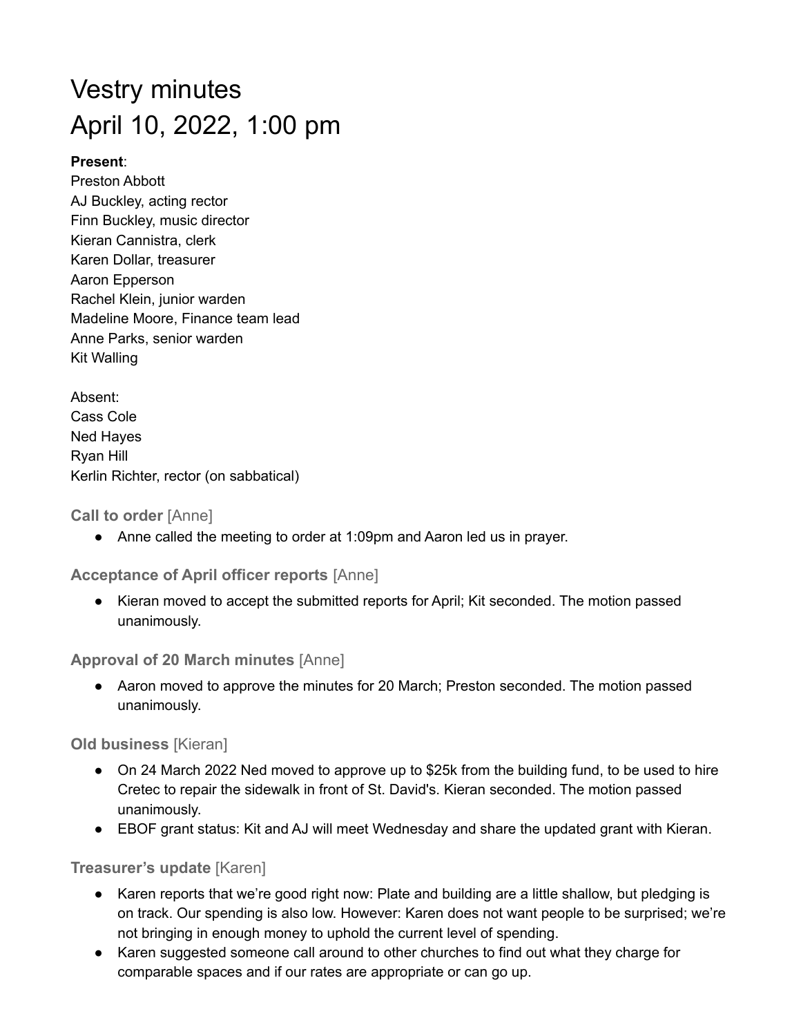# Vestry minutes
# April 10, 2022, 1:00 pm

**Present**:
Preston Abbott
AJ Buckley, acting rector
Finn Buckley, music director
Kieran Cannistra, clerk
Karen Dollar, treasurer
Aaron Epperson
Rachel Klein, junior warden
Madeline Moore, Finance team lead
Anne Parks, senior warden
Kit Walling

Absent:
Cass Cole
Ned Hayes
Ryan Hill
Kerlin Richter, rector (on sabbatical)

### **Call to order** [Anne]

- Anne called the meeting to order at 1:09pm and Aaron led us in prayer.

### **Acceptance of April officer reports** [Anne]

- Kieran moved to accept the submitted reports for April; Kit seconded. The motion passed unanimously.

### **Approval of 20 March minutes** [Anne]

- Aaron moved to approve the minutes for 20 March; Preston seconded. The motion passed unanimously.

### **Old business** [Kieran]

- On 24 March 2022 Ned moved to approve up to $25k from the building fund, to be used to hire Cretec to repair the sidewalk in front of St. David's. Kieran seconded. The motion passed unanimously.
- EBOF grant status: Kit and AJ will meet Wednesday and share the updated grant with Kieran.

### **Treasurer's update** [Karen]

- Karen reports that we're good right now: Plate and building are a little shallow, but pledging is on track. Our spending is also low. However: Karen does not want people to be surprised; we're not bringing in enough money to uphold the current level of spending.
- Karen suggested someone call around to other churches to find out what they charge for comparable spaces and if our rates are appropriate or can go up.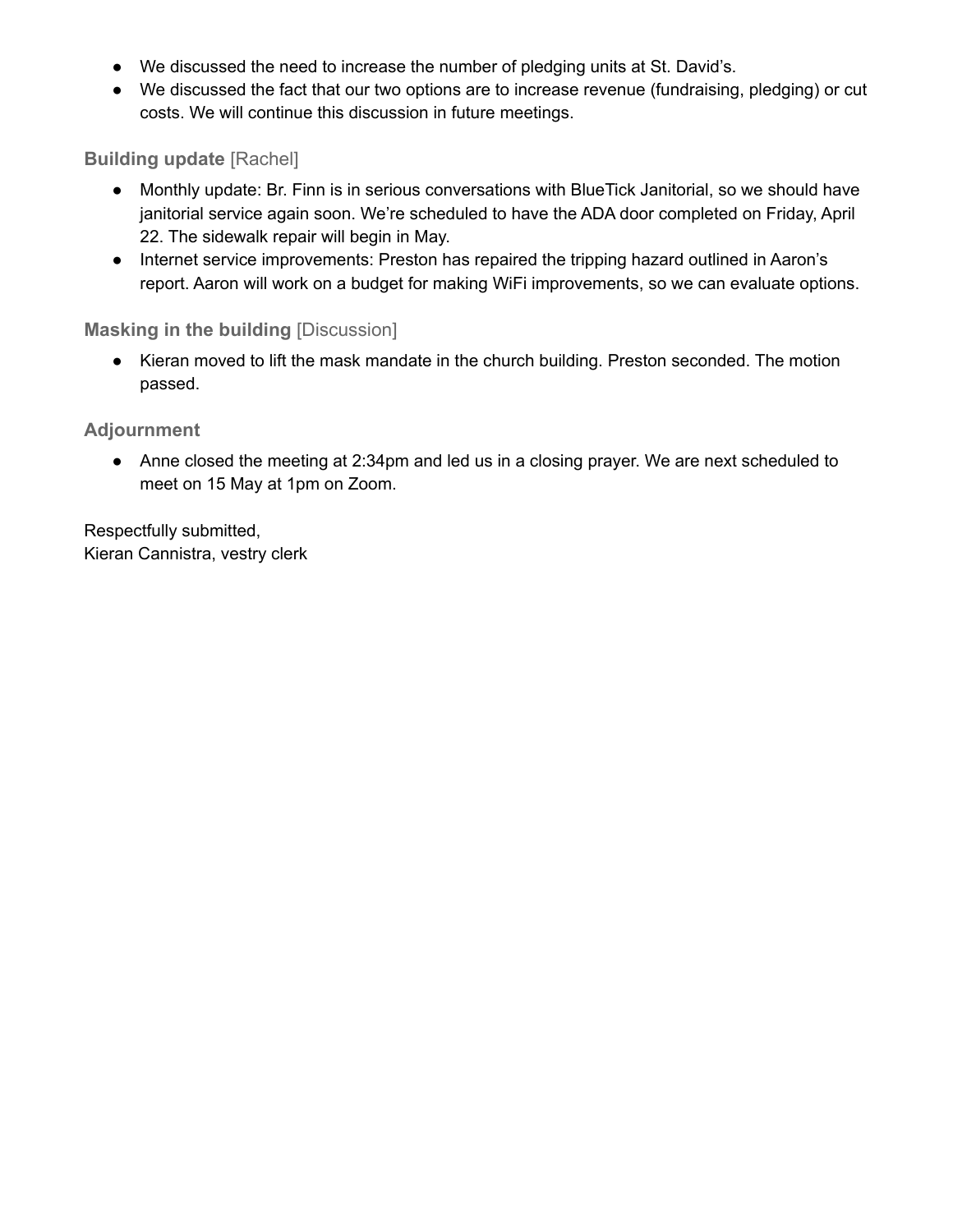- We discussed the need to increase the number of pledging units at St. David's.
- We discussed the fact that our two options are to increase revenue (fundraising, pledging) or cut costs. We will continue this discussion in future meetings.

### **Building update** [Rachel]

- Monthly update: Br. Finn is in serious conversations with BlueTick Janitorial, so we should have janitorial service again soon. We're scheduled to have the ADA door completed on Friday, April 22. The sidewalk repair will begin in May.
- Internet service improvements: Preston has repaired the tripping hazard outlined in Aaron's report. Aaron will work on a budget for making WiFi improvements, so we can evaluate options.

### **Masking in the building** [Discussion]

- Kieran moved to lift the mask mandate in the church building. Preston seconded. The motion passed.

### **Adjournment**

- Anne closed the meeting at 2:34pm and led us in a closing prayer. We are next scheduled to meet on 15 May at 1pm on Zoom.

Respectfully submitted,
Kieran Cannistra, vestry clerk